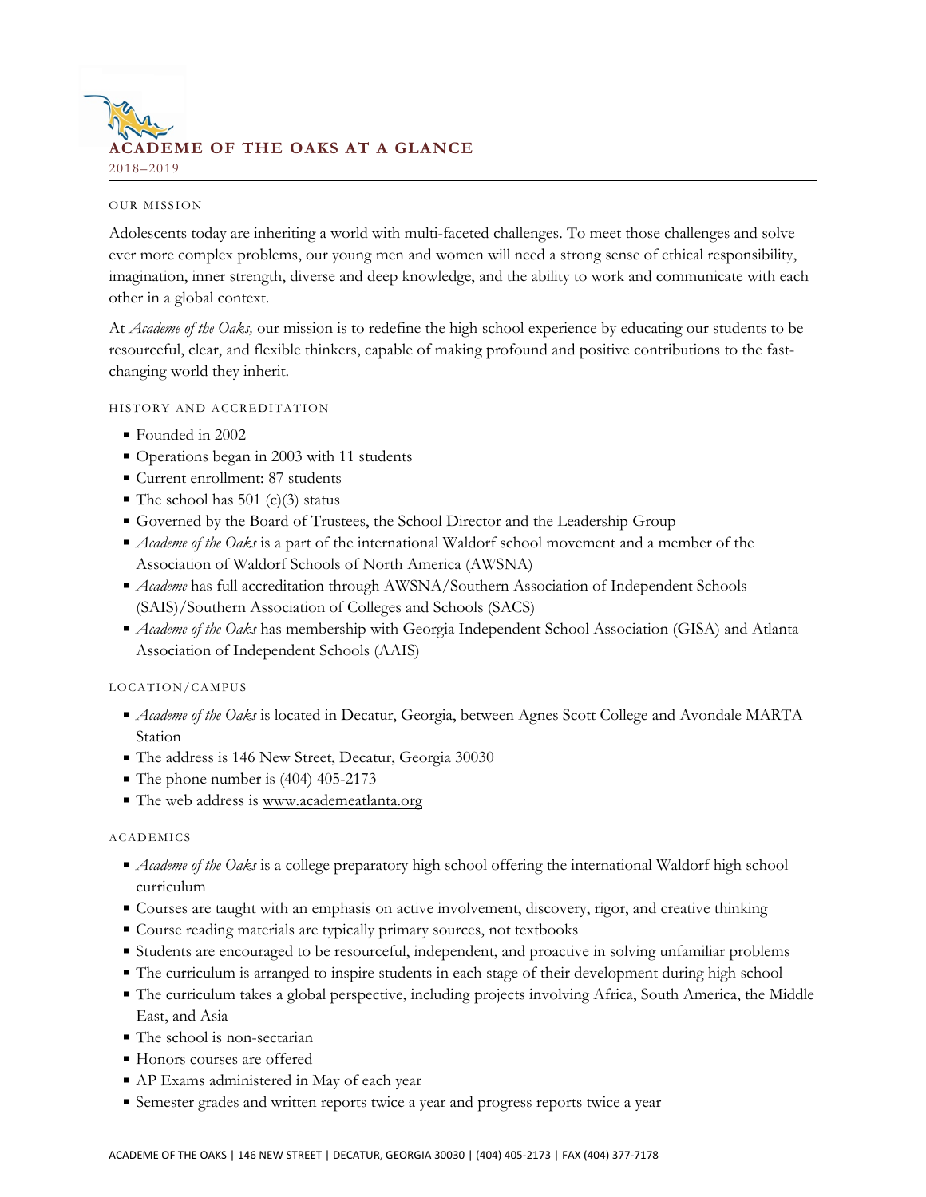# ACADEME OF THE OAKS AT A GLANCE

2018–2019

## OUR MISSION

Adolescents today are inheriting a world with multi-faceted challenges. To meet those challenges and solve ever more complex problems, our young men and women will need a strong sense of ethical responsibility, imagination, inner strength, diverse and deep knowledge, and the ability to work and communicate with each other in a global context.

At *Academe of the Oaks,* our mission is to redefine the high school experience by educating our students to be resourceful, clear, and flexible thinkers, capable of making profound and positive contributions to the fast-changing world they inherit.

## HISTORY AND ACCREDITATION

- Founded in 2002
- Operations began in 2003 with 11 students
- Current enrollment: 87 students
- The school has 501 (c)(3) status
- Governed by the Board of Trustees, the School Director and the Leadership Group
- *Academe of the Oaks* is a part of the international Waldorf school movement and a member of the Association of Waldorf Schools of North America (AWSNA)
- *Academe* has full accreditation through AWSNA/Southern Association of Independent Schools (SAIS)/Southern Association of Colleges and Schools (SACS)
- *Academe of the Oaks* has membership with Georgia Independent School Association (GISA) and Atlanta Association of Independent Schools (AAIS)

## LOCATION/CAMPUS

- *Academe of the Oaks* is located in Decatur, Georgia, between Agnes Scott College and Avondale MARTA Station
- The address is 146 New Street, Decatur, Georgia 30030
- The phone number is (404) 405-2173
- The web address is www.academeatlanta.org

## ACADEMICS

- *Academe of the Oaks* is a college preparatory high school offering the international Waldorf high school curriculum
- Courses are taught with an emphasis on active involvement, discovery, rigor, and creative thinking
- Course reading materials are typically primary sources, not textbooks
- Students are encouraged to be resourceful, independent, and proactive in solving unfamiliar problems
- The curriculum is arranged to inspire students in each stage of their development during high school
- The curriculum takes a global perspective, including projects involving Africa, South America, the Middle East, and Asia
- The school is non-sectarian
- Honors courses are offered
- AP Exams administered in May of each year
- Semester grades and written reports twice a year and progress reports twice a year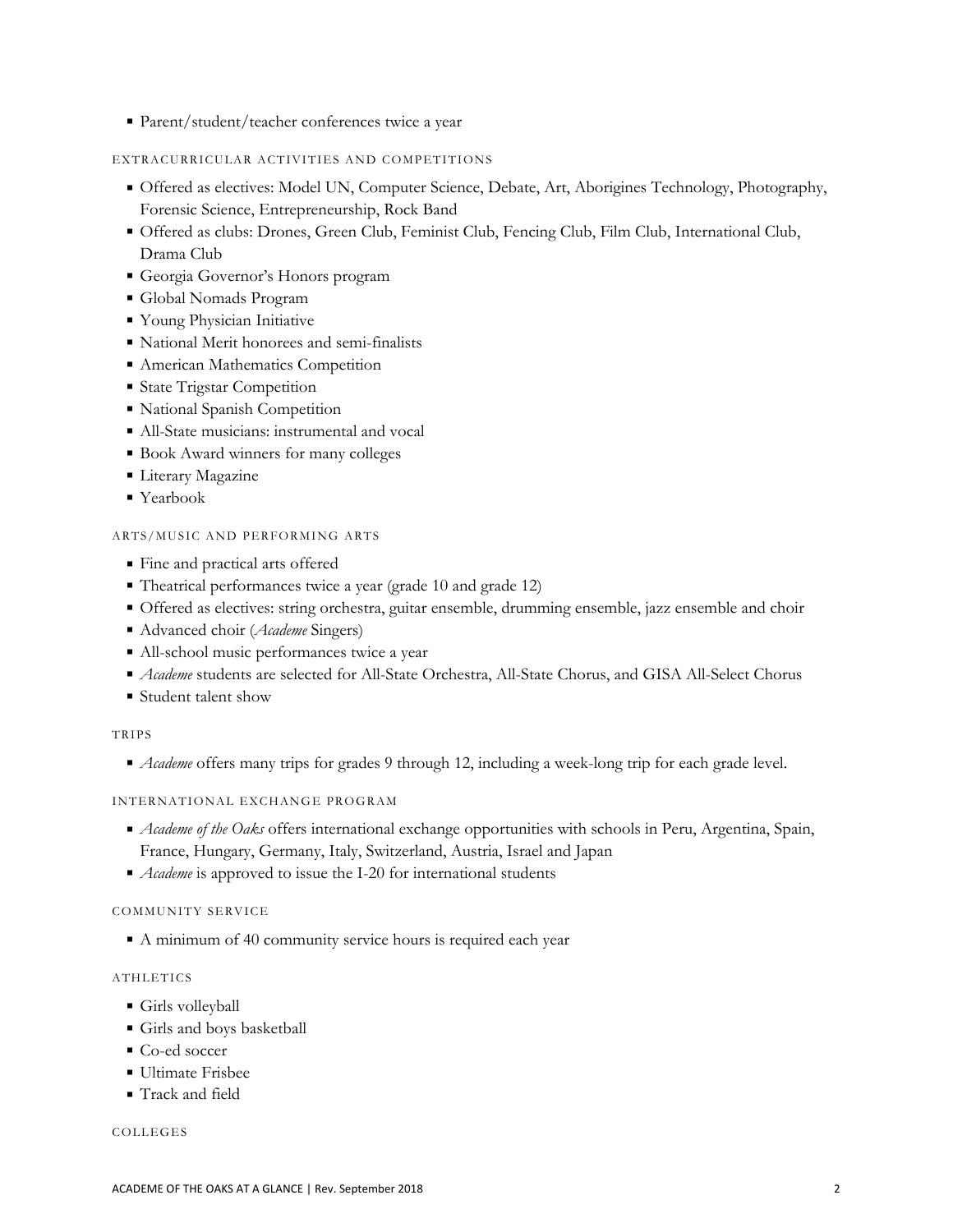- Parent/student/teacher conferences twice a year

### EXTRACURRICULAR ACTIVITIES AND COMPETITIONS

- Offered as electives: Model UN, Computer Science, Debate, Art, Aborigines Technology, Photography, Forensic Science, Entrepreneurship, Rock Band
- Offered as clubs: Drones, Green Club, Feminist Club, Fencing Club, Film Club, International Club, Drama Club
- Georgia Governor's Honors program
- Global Nomads Program
- Young Physician Initiative
- National Merit honorees and semi-finalists
- American Mathematics Competition
- State Trigstar Competition
- National Spanish Competition
- All-State musicians: instrumental and vocal
- Book Award winners for many colleges
- Literary Magazine
- Yearbook

### ARTS/MUSIC AND PERFORMING ARTS

- Fine and practical arts offered
- Theatrical performances twice a year (grade 10 and grade 12)
- Offered as electives: string orchestra, guitar ensemble, drumming ensemble, jazz ensemble and choir
- Advanced choir (*Academe* Singers)
- All-school music performances twice a year
- *Academe* students are selected for All-State Orchestra, All-State Chorus, and GISA All-Select Chorus
- Student talent show

### TRIPS

- *Academe* offers many trips for grades 9 through 12, including a week-long trip for each grade level.

### INTERNATIONAL EXCHANGE PROGRAM

- *Academe of the Oaks* offers international exchange opportunities with schools in Peru, Argentina, Spain, France, Hungary, Germany, Italy, Switzerland, Austria, Israel and Japan
- *Academe* is approved to issue the I-20 for international students

### COMMUNITY SERVICE

- A minimum of 40 community service hours is required each year

### ATHLETICS

- Girls volleyball
- Girls and boys basketball
- Co-ed soccer
- Ultimate Frisbee
- Track and field

### COLLEGES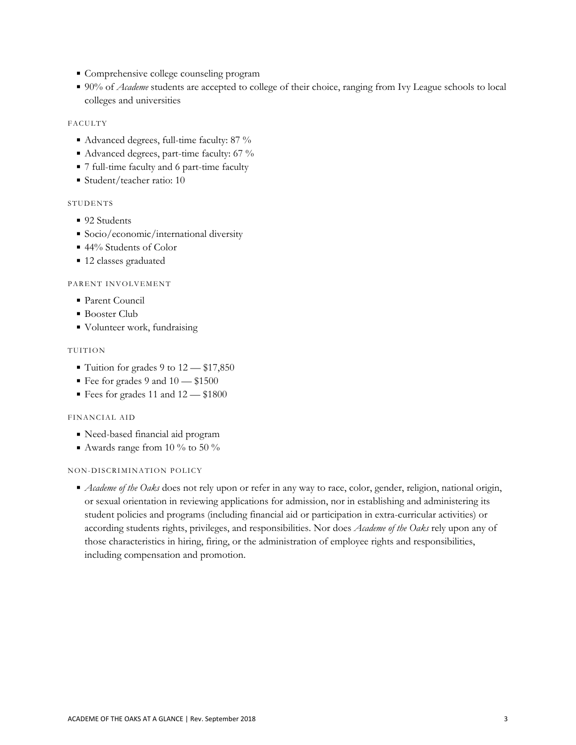- Comprehensive college counseling program
- 90% of *Academe* students are accepted to college of their choice, ranging from Ivy League schools to local colleges and universities

### FACULTY

- Advanced degrees, full-time faculty: 87 %
- Advanced degrees, part-time faculty: 67 %
- 7 full-time faculty and 6 part-time faculty
- Student/teacher ratio: 10

### STUDENTS

- 92 Students
- Socio/economic/international diversity
- 44% Students of Color
- 12 classes graduated

### PARENT INVOLVEMENT

- Parent Council
- Booster Club
- Volunteer work, fundraising

### TUITION

- Tuition for grades 9 to 12 — $17,850
- Fee for grades 9 and 10 — $1500
- Fees for grades 11 and 12 — $1800

### FINANCIAL AID

- Need-based financial aid program
- Awards range from 10 % to 50 %

### NON-DISCRIMINATION POLICY

- *Academe of the Oaks* does not rely upon or refer in any way to race, color, gender, religion, national origin, or sexual orientation in reviewing applications for admission, nor in establishing and administering its student policies and programs (including financial aid or participation in extra-curricular activities) or according students rights, privileges, and responsibilities. Nor does *Academe of the Oaks* rely upon any of those characteristics in hiring, firing, or the administration of employee rights and responsibilities, including compensation and promotion.